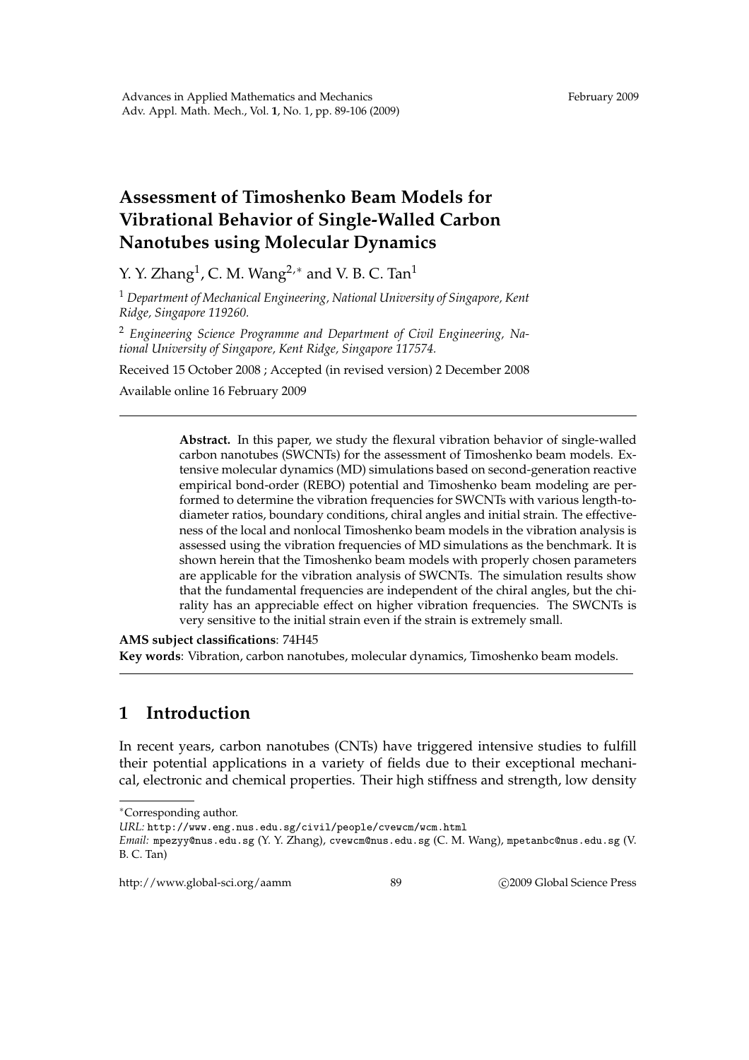# Assessment of Timoshenko Beam Models for Vibrational Behavior of Single-Walled Carbon Nanotubes using Molecular Dynamics

Y. Y. Zhang[1], C. M. Wang[2,*] and V. B. C. Tan[1]

[1] *Department of Mechanical Engineering, National University of Singapore, Kent Ridge, Singapore 119260.*

[2] *Engineering Science Programme and Department of Civil Engineering, National University of Singapore, Kent Ridge, Singapore 117574.*

Received 15 October 2008 ; Accepted (in revised version) 2 December 2008

Available online 16 February 2009

---

> **Abstract.** In this paper, we study the flexural vibration behavior of single-walled carbon nanotubes (SWCNTs) for the assessment of Timoshenko beam models. Extensive molecular dynamics (MD) simulations based on second-generation reactive empirical bond-order (REBO) potential and Timoshenko beam modeling are performed to determine the vibration frequencies for SWCNTs with various length-to-diameter ratios, boundary conditions, chiral angles and initial strain. The effectiveness of the local and nonlocal Timoshenko beam models in the vibration analysis is assessed using the vibration frequencies of MD simulations as the benchmark. It is shown herein that the Timoshenko beam models with properly chosen parameters are applicable for the vibration analysis of SWCNTs. The simulation results show that the fundamental frequencies are independent of the chiral angles, but the chirality has an appreciable effect on higher vibration frequencies. The SWCNTs is very sensitive to the initial strain even if the strain is extremely small.

**AMS subject classifications**: 74H45

**Key words**: Vibration, carbon nanotubes, molecular dynamics, Timoshenko beam models.

---

## 1 Introduction

In recent years, carbon nanotubes (CNTs) have triggered intensive studies to fulfill their potential applications in a variety of fields due to their exceptional mechanical, electronic and chemical properties. Their high stiffness and strength, low density

---

*Corresponding author.

*URL:* http://www.eng.nus.edu.sg/civil/people/cvewcm/wcm.html

*Email:* mpezyy@nus.edu.sg (Y. Y. Zhang), cvewcm@nus.edu.sg (C. M. Wang), mpetanbc@nus.edu.sg (V. B. C. Tan)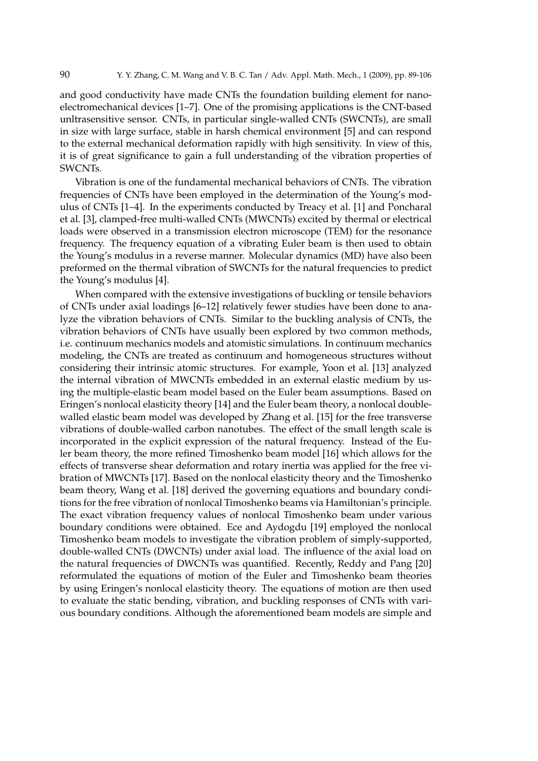and good conductivity have made CNTs the foundation building element for nano-electromechanical devices [1–7]. One of the promising applications is the CNT-based unltrasensitive sensor. CNTs, in particular single-walled CNTs (SWCNTs), are small in size with large surface, stable in harsh chemical environment [5] and can respond to the external mechanical deformation rapidly with high sensitivity. In view of this, it is of great significance to gain a full understanding of the vibration properties of SWCNTs.

Vibration is one of the fundamental mechanical behaviors of CNTs. The vibration frequencies of CNTs have been employed in the determination of the Young's modulus of CNTs [1–4]. In the experiments conducted by Treacy et al. [1] and Poncharal et al. [3], clamped-free multi-walled CNTs (MWCNTs) excited by thermal or electrical loads were observed in a transmission electron microscope (TEM) for the resonance frequency. The frequency equation of a vibrating Euler beam is then used to obtain the Young's modulus in a reverse manner. Molecular dynamics (MD) have also been preformed on the thermal vibration of SWCNTs for the natural frequencies to predict the Young's modulus [4].

When compared with the extensive investigations of buckling or tensile behaviors of CNTs under axial loadings [6–12] relatively fewer studies have been done to analyze the vibration behaviors of CNTs. Similar to the buckling analysis of CNTs, the vibration behaviors of CNTs have usually been explored by two common methods, i.e. continuum mechanics models and atomistic simulations. In continuum mechanics modeling, the CNTs are treated as continuum and homogeneous structures without considering their intrinsic atomic structures. For example, Yoon et al. [13] analyzed the internal vibration of MWCNTs embedded in an external elastic medium by using the multiple-elastic beam model based on the Euler beam assumptions. Based on Eringen's nonlocal elasticity theory [14] and the Euler beam theory, a nonlocal double-walled elastic beam model was developed by Zhang et al. [15] for the free transverse vibrations of double-walled carbon nanotubes. The effect of the small length scale is incorporated in the explicit expression of the natural frequency. Instead of the Euler beam theory, the more refined Timoshenko beam model [16] which allows for the effects of transverse shear deformation and rotary inertia was applied for the free vibration of MWCNTs [17]. Based on the nonlocal elasticity theory and the Timoshenko beam theory, Wang et al. [18] derived the governing equations and boundary conditions for the free vibration of nonlocal Timoshenko beams via Hamiltonian's principle. The exact vibration frequency values of nonlocal Timoshenko beam under various boundary conditions were obtained. Ece and Aydogdu [19] employed the nonlocal Timoshenko beam models to investigate the vibration problem of simply-supported, double-walled CNTs (DWCNTs) under axial load. The influence of the axial load on the natural frequencies of DWCNTs was quantified. Recently, Reddy and Pang [20] reformulated the equations of motion of the Euler and Timoshenko beam theories by using Eringen's nonlocal elasticity theory. The equations of motion are then used to evaluate the static bending, vibration, and buckling responses of CNTs with various boundary conditions. Although the aforementioned beam models are simple and